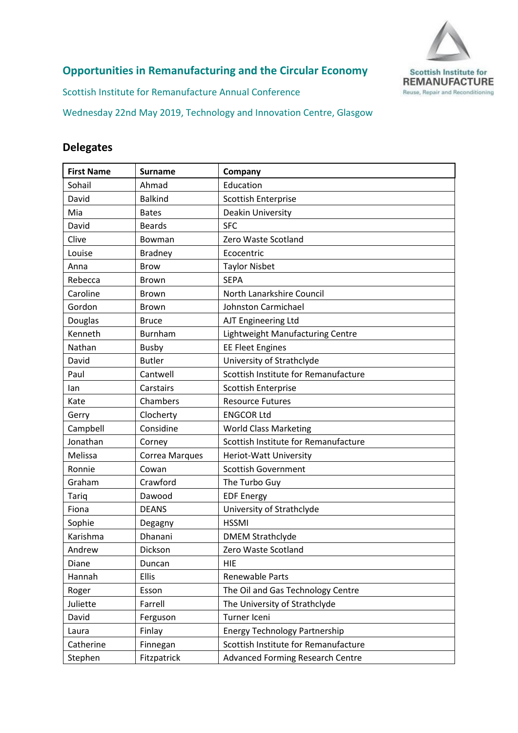# Opportunities in Remanufacturing and the Circular Economy

Scottish Institute for Remanufacture Annual Conference

Wednesday 22nd May 2019, Technology and Innovation Centre, Glasgow

Scottish Institute for REMANUFACTURE
Reuse, Repair and Reconditioning

## Delegates

| First Name | Surname | Company |
|---|---|---|
| Sohail | Ahmad | Education |
| David | Balkind | Scottish Enterprise |
| Mia | Bates | Deakin University |
| David | Beards | SFC |
| Clive | Bowman | Zero Waste Scotland |
| Louise | Bradney | Ecocentric |
| Anna | Brow | Taylor Nisbet |
| Rebecca | Brown | SEPA |
| Caroline | Brown | North Lanarkshire Council |
| Gordon | Brown | Johnston Carmichael |
| Douglas | Bruce | AJT Engineering Ltd |
| Kenneth | Burnham | Lightweight Manufacturing Centre |
| Nathan | Busby | EE Fleet Engines |
| David | Butler | University of Strathclyde |
| Paul | Cantwell | Scottish Institute for Remanufacture |
| Ian | Carstairs | Scottish Enterprise |
| Kate | Chambers | Resource Futures |
| Gerry | Clocherty | ENGCOR Ltd |
| Campbell | Considine | World Class Marketing |
| Jonathan | Corney | Scottish Institute for Remanufacture |
| Melissa | Correa Marques | Heriot-Watt University |
| Ronnie | Cowan | Scottish Government |
| Graham | Crawford | The Turbo Guy |
| Tariq | Dawood | EDF Energy |
| Fiona | DEANS | University of Strathclyde |
| Sophie | Degagny | HSSMI |
| Karishma | Dhanani | DMEM Strathclyde |
| Andrew | Dickson | Zero Waste Scotland |
| Diane | Duncan | HIE |
| Hannah | Ellis | Renewable Parts |
| Roger | Esson | The Oil and Gas Technology Centre |
| Juliette | Farrell | The University of Strathclyde |
| David | Ferguson | Turner Iceni |
| Laura | Finlay | Energy Technology Partnership |
| Catherine | Finnegan | Scottish Institute for Remanufacture |
| Stephen | Fitzpatrick | Advanced Forming Research Centre |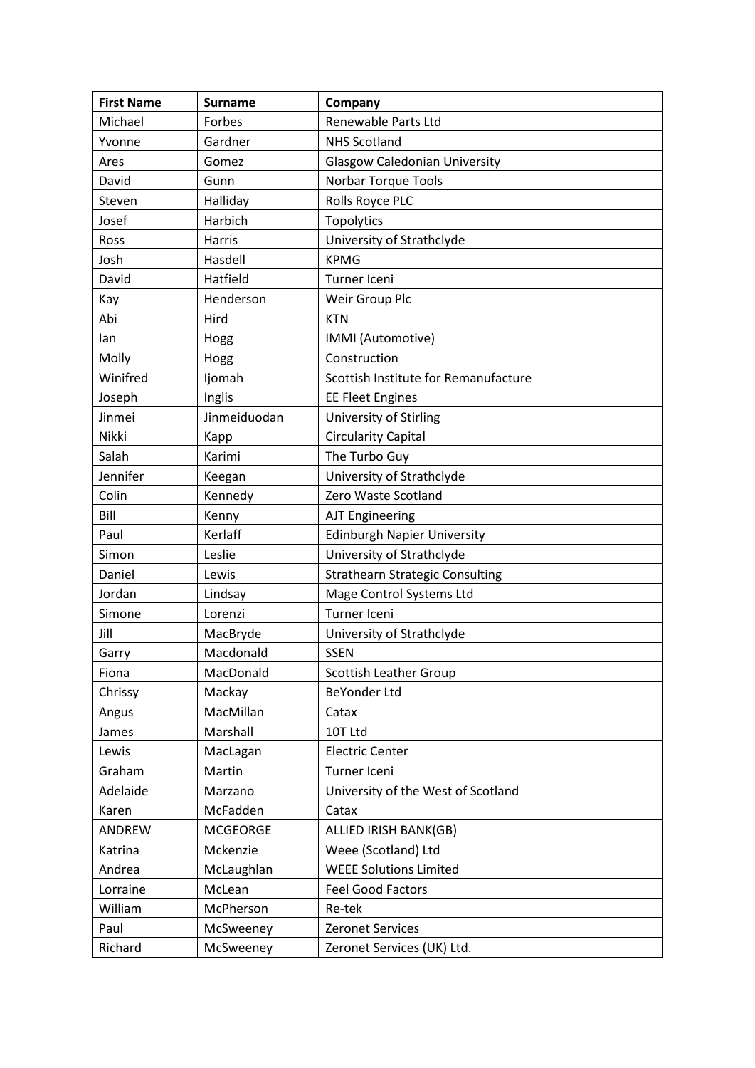| First Name | Surname | Company |
| --- | --- | --- |
| Michael | Forbes | Renewable Parts Ltd |
| Yvonne | Gardner | NHS Scotland |
| Ares | Gomez | Glasgow Caledonian University |
| David | Gunn | Norbar Torque Tools |
| Steven | Halliday | Rolls Royce PLC |
| Josef | Harbich | Topolytics |
| Ross | Harris | University of Strathclyde |
| Josh | Hasdell | KPMG |
| David | Hatfield | Turner Iceni |
| Kay | Henderson | Weir Group Plc |
| Abi | Hird | KTN |
| Ian | Hogg | IMMI (Automotive) |
| Molly | Hogg | Construction |
| Winifred | Ijomah | Scottish Institute for Remanufacture |
| Joseph | Inglis | EE Fleet Engines |
| Jinmei | Jinmeiduodan | University of Stirling |
| Nikki | Kapp | Circularity Capital |
| Salah | Karimi | The Turbo Guy |
| Jennifer | Keegan | University of Strathclyde |
| Colin | Kennedy | Zero Waste Scotland |
| Bill | Kenny | AJT Engineering |
| Paul | Kerlaff | Edinburgh Napier University |
| Simon | Leslie | University of Strathclyde |
| Daniel | Lewis | Strathearn Strategic Consulting |
| Jordan | Lindsay | Mage Control Systems Ltd |
| Simone | Lorenzi | Turner Iceni |
| Jill | MacBryde | University of Strathclyde |
| Garry | Macdonald | SSEN |
| Fiona | MacDonald | Scottish Leather Group |
| Chrissy | Mackay | BeYonder Ltd |
| Angus | MacMillan | Catax |
| James | Marshall | 10T Ltd |
| Lewis | MacLagan | Electric Center |
| Graham | Martin | Turner Iceni |
| Adelaide | Marzano | University of the West of Scotland |
| Karen | McFadden | Catax |
| ANDREW | MCGEORGE | ALLIED IRISH BANK(GB) |
| Katrina | Mckenzie | Weee (Scotland) Ltd |
| Andrea | McLaughlan | WEEE Solutions Limited |
| Lorraine | McLean | Feel Good Factors |
| William | McPherson | Re-tek |
| Paul | McSweeney | Zeronet Services |
| Richard | McSweeney | Zeronet Services (UK) Ltd. |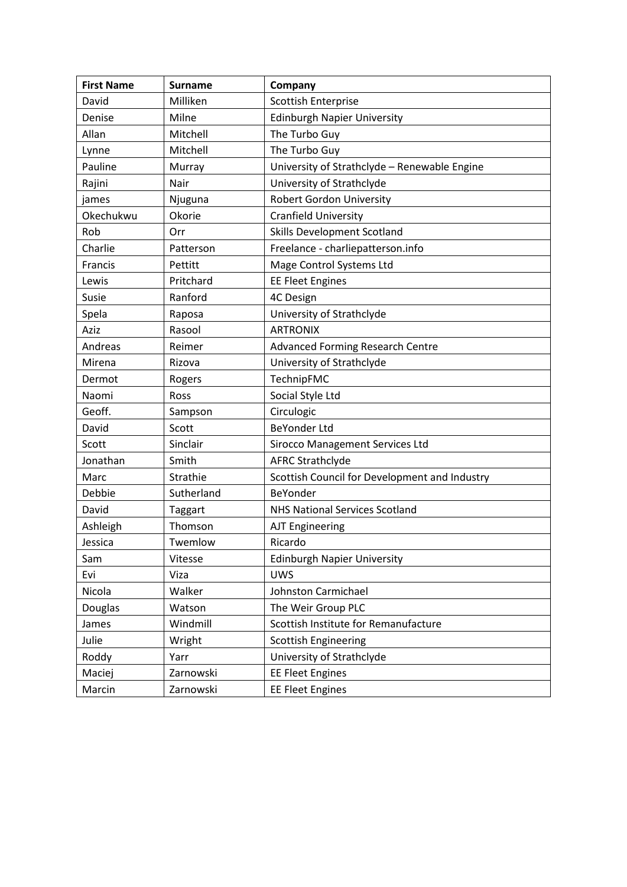| First Name | Surname | Company |
| --- | --- | --- |
| David | Milliken | Scottish Enterprise |
| Denise | Milne | Edinburgh Napier University |
| Allan | Mitchell | The Turbo Guy |
| Lynne | Mitchell | The Turbo Guy |
| Pauline | Murray | University of Strathclyde – Renewable Engine |
| Rajini | Nair | University of Strathclyde |
| james | Njuguna | Robert Gordon University |
| Okechukwu | Okorie | Cranfield University |
| Rob | Orr | Skills Development Scotland |
| Charlie | Patterson | Freelance - charliepatterson.info |
| Francis | Pettitt | Mage Control Systems Ltd |
| Lewis | Pritchard | EE Fleet Engines |
| Susie | Ranford | 4C Design |
| Spela | Raposa | University of Strathclyde |
| Aziz | Rasool | ARTRONIX |
| Andreas | Reimer | Advanced Forming Research Centre |
| Mirena | Rizova | University of Strathclyde |
| Dermot | Rogers | TechnipFMC |
| Naomi | Ross | Social Style Ltd |
| Geoff. | Sampson | Circulogic |
| David | Scott | BeYonder Ltd |
| Scott | Sinclair | Sirocco Management Services Ltd |
| Jonathan | Smith | AFRC Strathclyde |
| Marc | Strathie | Scottish Council for Development and Industry |
| Debbie | Sutherland | BeYonder |
| David | Taggart | NHS National Services Scotland |
| Ashleigh | Thomson | AJT Engineering |
| Jessica | Twemlow | Ricardo |
| Sam | Vitesse | Edinburgh Napier University |
| Evi | Viza | UWS |
| Nicola | Walker | Johnston Carmichael |
| Douglas | Watson | The Weir Group PLC |
| James | Windmill | Scottish Institute for Remanufacture |
| Julie | Wright | Scottish Engineering |
| Roddy | Yarr | University of Strathclyde |
| Maciej | Zarnowski | EE Fleet Engines |
| Marcin | Zarnowski | EE Fleet Engines |